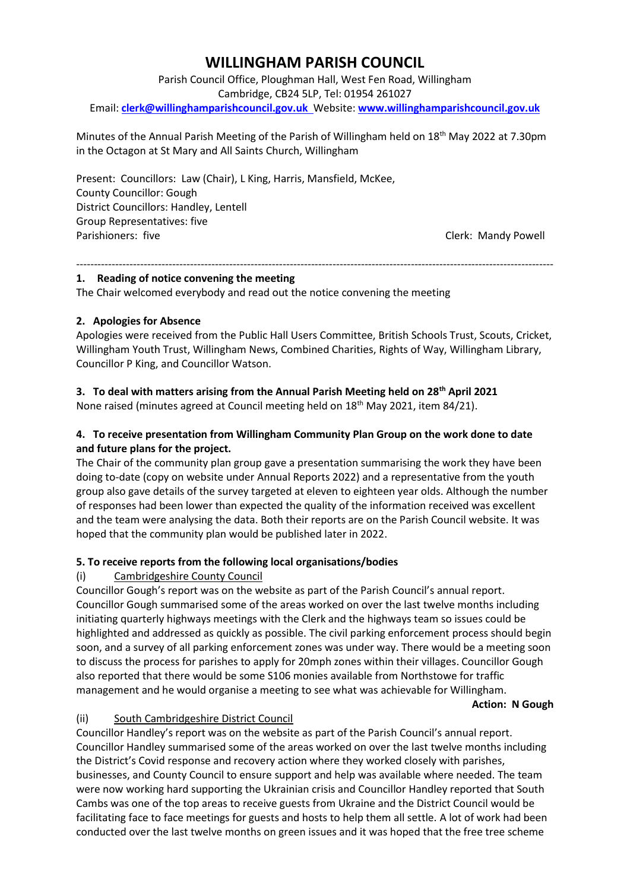# WILLINGHAM PARISH COUNCIL

Parish Council Office, Ploughman Hall, West Fen Road, Willingham
Cambridge, CB24 5LP, Tel: 01954 261027
Email: **clerk@willinghamparishcouncil.gov.uk** Website: **www.willinghamparishcouncil.gov.uk**

Minutes of the Annual Parish Meeting of the Parish of Willingham held on 18th May 2022 at 7.30pm in the Octagon at St Mary and All Saints Church, Willingham

Present: Councillors: Law (Chair), L King, Harris, Mansfield, McKee,
County Councillor: Gough
District Councillors: Handley, Lentell
Group Representatives: five
Parishioners: five

Clerk: Mandy Powell

---

**1. Reading of notice convening the meeting**

The Chair welcomed everybody and read out the notice convening the meeting

**2. Apologies for Absence**

Apologies were received from the Public Hall Users Committee, British Schools Trust, Scouts, Cricket, Willingham Youth Trust, Willingham News, Combined Charities, Rights of Way, Willingham Library, Councillor P King, and Councillor Watson.

**3. To deal with matters arising from the Annual Parish Meeting held on 28th April 2021**

None raised (minutes agreed at Council meeting held on 18th May 2021, item 84/21).

**4. To receive presentation from Willingham Community Plan Group on the work done to date and future plans for the project.**

The Chair of the community plan group gave a presentation summarising the work they have been doing to-date (copy on website under Annual Reports 2022) and a representative from the youth group also gave details of the survey targeted at eleven to eighteen year olds. Although the number of responses had been lower than expected the quality of the information received was excellent and the team were analysing the data. Both their reports are on the Parish Council website. It was hoped that the community plan would be published later in 2022.

**5. To receive reports from the following local organisations/bodies**

(i) Cambridgeshire County Council

Councillor Gough's report was on the website as part of the Parish Council's annual report. Councillor Gough summarised some of the areas worked on over the last twelve months including initiating quarterly highways meetings with the Clerk and the highways team so issues could be highlighted and addressed as quickly as possible. The civil parking enforcement process should begin soon, and a survey of all parking enforcement zones was under way. There would be a meeting soon to discuss the process for parishes to apply for 20mph zones within their villages. Councillor Gough also reported that there would be some S106 monies available from Northstowe for traffic management and he would organise a meeting to see what was achievable for Willingham.

**Action: N Gough**

(ii) South Cambridgeshire District Council

Councillor Handley's report was on the website as part of the Parish Council's annual report. Councillor Handley summarised some of the areas worked on over the last twelve months including the District's Covid response and recovery action where they worked closely with parishes, businesses, and County Council to ensure support and help was available where needed. The team were now working hard supporting the Ukrainian crisis and Councillor Handley reported that South Cambs was one of the top areas to receive guests from Ukraine and the District Council would be facilitating face to face meetings for guests and hosts to help them all settle. A lot of work had been conducted over the last twelve months on green issues and it was hoped that the free tree scheme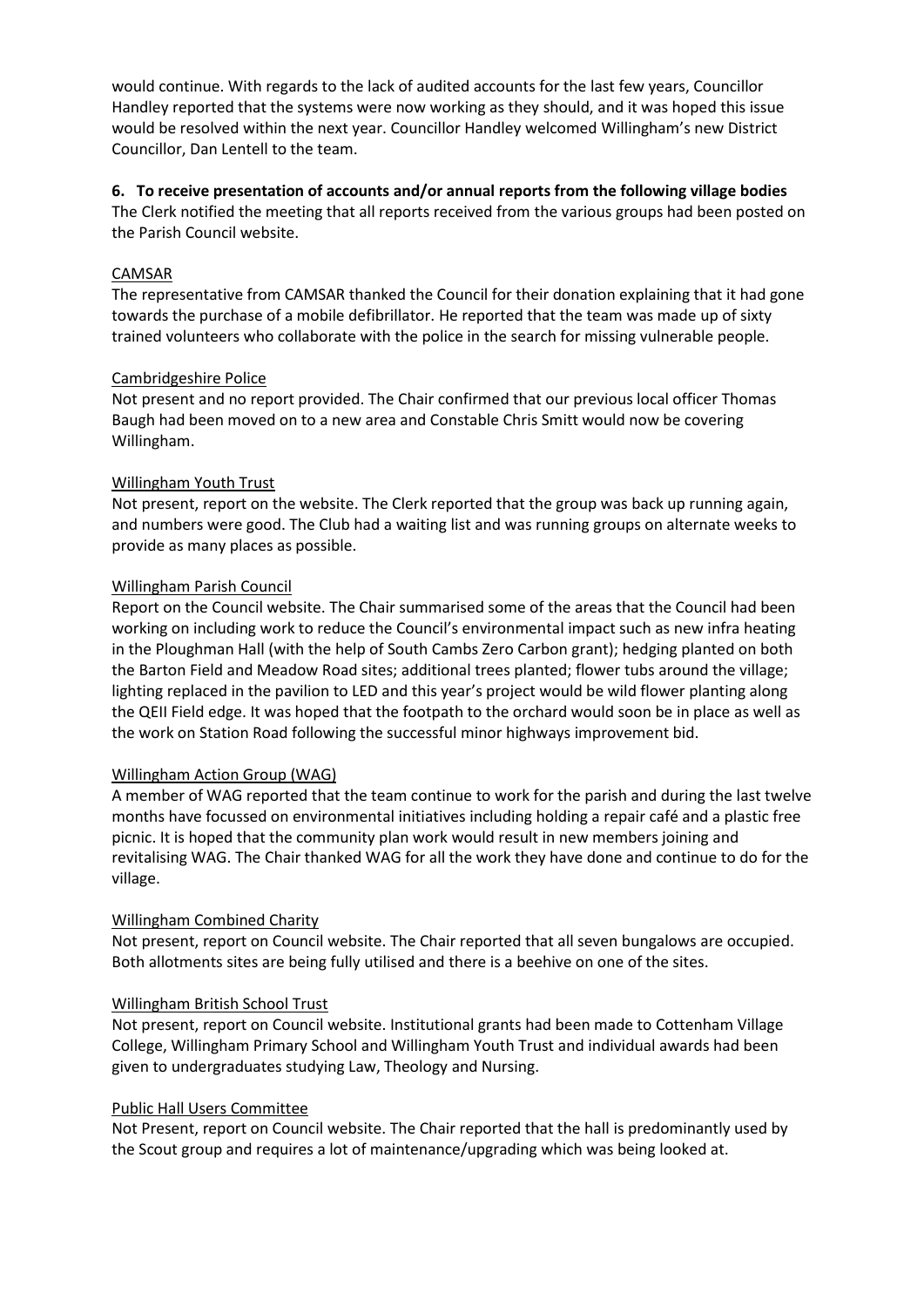would continue. With regards to the lack of audited accounts for the last few years, Councillor Handley reported that the systems were now working as they should, and it was hoped this issue would be resolved within the next year. Councillor Handley welcomed Willingham's new District Councillor, Dan Lentell to the team.

**6. To receive presentation of accounts and/or annual reports from the following village bodies**

The Clerk notified the meeting that all reports received from the various groups had been posted on the Parish Council website.

CAMSAR

The representative from CAMSAR thanked the Council for their donation explaining that it had gone towards the purchase of a mobile defibrillator. He reported that the team was made up of sixty trained volunteers who collaborate with the police in the search for missing vulnerable people.

Cambridgeshire Police

Not present and no report provided. The Chair confirmed that our previous local officer Thomas Baugh had been moved on to a new area and Constable Chris Smitt would now be covering Willingham.

Willingham Youth Trust

Not present, report on the website. The Clerk reported that the group was back up running again, and numbers were good. The Club had a waiting list and was running groups on alternate weeks to provide as many places as possible.

Willingham Parish Council

Report on the Council website. The Chair summarised some of the areas that the Council had been working on including work to reduce the Council's environmental impact such as new infra heating in the Ploughman Hall (with the help of South Cambs Zero Carbon grant); hedging planted on both the Barton Field and Meadow Road sites; additional trees planted; flower tubs around the village; lighting replaced in the pavilion to LED and this year's project would be wild flower planting along the QEII Field edge. It was hoped that the footpath to the orchard would soon be in place as well as the work on Station Road following the successful minor highways improvement bid.

Willingham Action Group (WAG)

A member of WAG reported that the team continue to work for the parish and during the last twelve months have focussed on environmental initiatives including holding a repair café and a plastic free picnic. It is hoped that the community plan work would result in new members joining and revitalising WAG. The Chair thanked WAG for all the work they have done and continue to do for the village.

Willingham Combined Charity

Not present, report on Council website. The Chair reported that all seven bungalows are occupied. Both allotments sites are being fully utilised and there is a beehive on one of the sites.

Willingham British School Trust

Not present, report on Council website. Institutional grants had been made to Cottenham Village College, Willingham Primary School and Willingham Youth Trust and individual awards had been given to undergraduates studying Law, Theology and Nursing.

Public Hall Users Committee

Not Present, report on Council website. The Chair reported that the hall is predominantly used by the Scout group and requires a lot of maintenance/upgrading which was being looked at.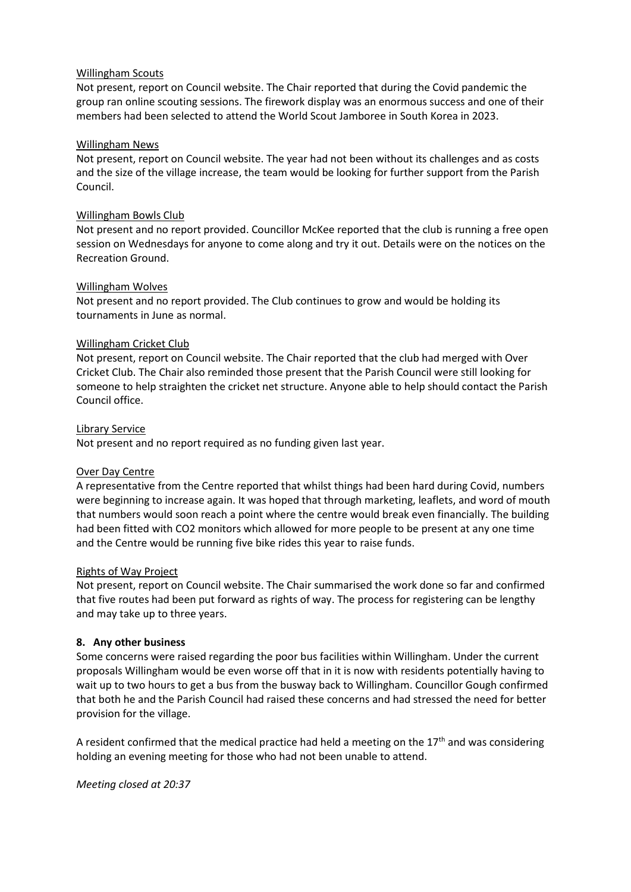Willingham Scouts

Not present, report on Council website. The Chair reported that during the Covid pandemic the group ran online scouting sessions. The firework display was an enormous success and one of their members had been selected to attend the World Scout Jamboree in South Korea in 2023.

Willingham News

Not present, report on Council website. The year had not been without its challenges and as costs and the size of the village increase, the team would be looking for further support from the Parish Council.

Willingham Bowls Club

Not present and no report provided. Councillor McKee reported that the club is running a free open session on Wednesdays for anyone to come along and try it out. Details were on the notices on the Recreation Ground.

Willingham Wolves

Not present and no report provided. The Club continues to grow and would be holding its tournaments in June as normal.

Willingham Cricket Club

Not present, report on Council website. The Chair reported that the club had merged with Over Cricket Club. The Chair also reminded those present that the Parish Council were still looking for someone to help straighten the cricket net structure. Anyone able to help should contact the Parish Council office.

Library Service

Not present and no report required as no funding given last year.

Over Day Centre

A representative from the Centre reported that whilst things had been hard during Covid, numbers were beginning to increase again. It was hoped that through marketing, leaflets, and word of mouth that numbers would soon reach a point where the centre would break even financially. The building had been fitted with $CO_2$ monitors which allowed for more people to be present at any one time and the Centre would be running five bike rides this year to raise funds.

Rights of Way Project

Not present, report on Council website. The Chair summarised the work done so far and confirmed that five routes had been put forward as rights of way. The process for registering can be lengthy and may take up to three years.

**8. Any other business**

Some concerns were raised regarding the poor bus facilities within Willingham. Under the current proposals Willingham would be even worse off that in it is now with residents potentially having to wait up to two hours to get a bus from the busway back to Willingham. Councillor Gough confirmed that both he and the Parish Council had raised these concerns and had stressed the need for better provision for the village.

A resident confirmed that the medical practice had held a meeting on the 17th and was considering holding an evening meeting for those who had not been unable to attend.

*Meeting closed at 20:37*